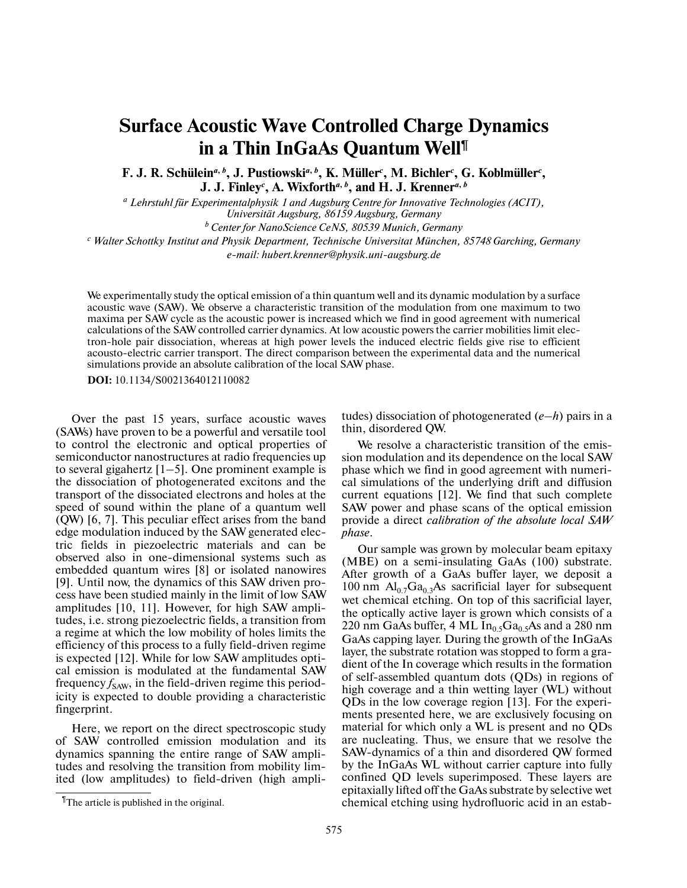# Surface Acoustic Wave Controlled Charge Dynamics in a Thin InGaAs Quantum Well[¶]

**F. J. R. Schülein[a, b], J. Pustiowski[a, b], K. Müller[c], M. Bichler[c], G. Koblmüller[c], J. J. Finley[c], A. Wixforth[a, b], and H. J. Krenner[a, b]**

[a] *Lehrstuhl für Experimentalphysik 1 and Augsburg Centre for Innovative Technologies (ACIT), Universität Augsburg, 86159 Augsburg, Germany*

[b] *Center for NanoScience CeNS, 80539 Munich, Germany*

[c] *Walter Schottky Institut and Physik Department, Technische Universitat München, 85748 Garching, Germany*

*e-mail: hubert.krenner@physik.uni-augsburg.de*

We experimentally study the optical emission of a thin quantum well and its dynamic modulation by a surface acoustic wave (SAW). We observe a characteristic transition of the modulation from one maximum to two maxima per SAW cycle as the acoustic power is increased which we find in good agreement with numerical calculations of the SAW controlled carrier dynamics. At low acoustic powers the carrier mobilities limit electron-hole pair dissociation, whereas at high power levels the induced electric fields give rise to efficient acousto-electric carrier transport. The direct comparison between the experimental data and the numerical simulations provide an absolute calibration of the local SAW phase.

**DOI:** 10.1134/S0021364012110082

Over the past 15 years, surface acoustic waves (SAWs) have proven to be a powerful and versatile tool to control the electronic and optical properties of semiconductor nanostructures at radio frequencies up to several gigahertz [1–5]. One prominent example is the dissociation of photogenerated excitons and the transport of the dissociated electrons and holes at the speed of sound within the plane of a quantum well (QW) [6, 7]. This peculiar effect arises from the band edge modulation induced by the SAW generated electric fields in piezoelectric materials and can be observed also in one-dimensional systems such as embedded quantum wires [8] or isolated nanowires [9]. Until now, the dynamics of this SAW driven process have been studied mainly in the limit of low SAW amplitudes [10, 11]. However, for high SAW amplitudes, i.e. strong piezoelectric fields, a transition from a regime at which the low mobility of holes limits the efficiency of this process to a fully field-driven regime is expected [12]. While for low SAW amplitudes optical emission is modulated at the fundamental SAW frequency $f_{SAW}$, in the field-driven regime this periodicity is expected to double providing a characteristic fingerprint.

Here, we report on the direct spectroscopic study of SAW controlled emission modulation and its dynamics spanning the entire range of SAW amplitudes and resolving the transition from mobility limited (low amplitudes) to field-driven (high amplitudes) dissociation of photogenerated ($e$–$h$) pairs in a thin, disordered QW.

We resolve a characteristic transition of the emission modulation and its dependence on the local SAW phase which we find in good agreement with numerical simulations of the underlying drift and diffusion current equations [12]. We find that such complete SAW power and phase scans of the optical emission provide a direct *calibration of the absolute local SAW phase*.

Our sample was grown by molecular beam epitaxy (MBE) on a semi-insulating GaAs (100) substrate. After growth of a GaAs buffer layer, we deposit a 100 nm $Al_{0.7}Ga_{0.3}As$ sacrificial layer for subsequent wet chemical etching. On top of this sacrificial layer, the optically active layer is grown which consists of a 220 nm GaAs buffer, 4 ML $In_{0.5}Ga_{0.5}As$ and a 280 nm GaAs capping layer. During the growth of the InGaAs layer, the substrate rotation was stopped to create a gradient of the In coverage which results in the formation of self-assembled quantum dots (QDs) in regions of high coverage and a thin wetting layer (WL) without QDs in the low coverage region [13]. For the experiments presented here, we are exclusively focusing on material for which only a WL is present and no QDs are nucleating. Thus, we ensure that we resolve the SAW-dynamics of a thin and disordered QW formed by the InGaAs WL without carrier capture into fully confined QD levels superimposed. These layers are epitaxially lifted off the GaAs substrate by selective wet chemical etching using hydrofluoric acid in an estab-

[¶] The article is published in the original.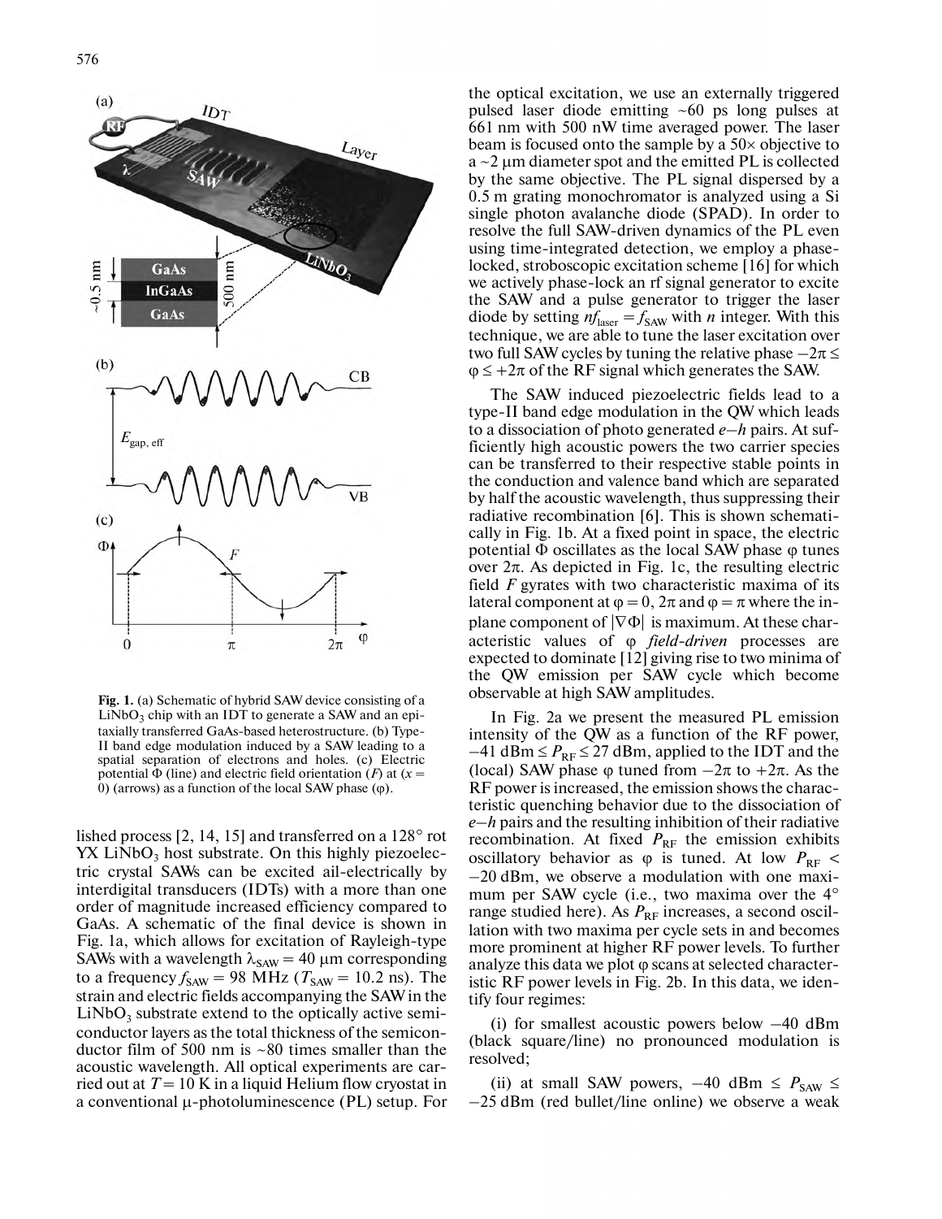**Fig. 1.** (a) Schematic of hybrid SAW device consisting of a $LiNbO_3$ chip with an IDT to generate a SAW and an epitaxially transferred GaAs-based heterostructure. (b) Type-II band edge modulation induced by a SAW leading to a spatial separation of electrons and holes. (c) Electric potential $\Phi$ (line) and electric field orientation ($F$) at ($x = 0$) (arrows) as a function of the local SAW phase ($\varphi$).

lished process [2, 14, 15] and transferred on a 128° rot YX $LiNbO_3$ host substrate. On this highly piezoelectric crystal SAWs can be excited all-electrically by interdigital transducers (IDTs) with a more than one order of magnitude increased efficiency compared to GaAs. A schematic of the final device is shown in Fig. 1a, which allows for excitation of Rayleigh-type SAWs with a wavelength $\lambda_{SAW} = 40$ μm corresponding to a frequency $f_{SAW} = 98$ MHz ($T_{SAW} = 10.2$ ns). The strain and electric fields accompanying the SAW in the $LiNbO_3$ substrate extend to the optically active semiconductor layers as the total thickness of the semiconductor film of 500 nm is ~80 times smaller than the acoustic wavelength. All optical experiments are carried out at $T = 10$ K in a liquid Helium flow cryostat in a conventional μ-photoluminescence (PL) setup. For the optical excitation, we use an externally triggered pulsed laser diode emitting ~60 ps long pulses at 661 nm with 500 nW time averaged power. The laser beam is focused onto the sample by a 50× objective to a ~2 μm diameter spot and the emitted PL is collected by the same objective. The PL signal dispersed by a 0.5 m grating monochromator is analyzed using a Si single photon avalanche diode (SPAD). In order to resolve the full SAW-driven dynamics of the PL even using time-integrated detection, we employ a phase-locked, stroboscopic excitation scheme [16] for which we actively phase-lock an rf signal generator to excite the SAW and a pulse generator to trigger the laser diode by setting $nf_{laser} = f_{SAW}$ with $n$ integer. With this technique, we are able to tune the laser excitation over two full SAW cycles by tuning the relative phase $-2\pi \leq \varphi \leq +2\pi$ of the RF signal which generates the SAW.

The SAW induced piezoelectric fields lead to a type-II band edge modulation in the QW which leads to a dissociation of photo generated *e–h* pairs. At sufficiently high acoustic powers the two carrier species can be transferred to their respective stable points in the conduction and valence band which are separated by half the acoustic wavelength, thus suppressing their radiative recombination [6]. This is shown schematically in Fig. 1b. At a fixed point in space, the electric potential $\Phi$ oscillates as the local SAW phase $\varphi$ tunes over $2\pi$. As depicted in Fig. 1c, the resulting electric field $F$ gyrates with two characteristic maxima of its lateral component at $\varphi = 0, 2\pi$ and $\varphi = \pi$ where the in-plane component of $|\nabla\Phi|$ is maximum. At these characteristic values of $\varphi$ *field-driven* processes are expected to dominate [12] giving rise to two minima of the QW emission per SAW cycle which become observable at high SAW amplitudes.

In Fig. 2a we present the measured PL emission intensity of the QW as a function of the RF power, $-41 \text{ dBm} \leq P_{RF} \leq 27$ dBm, applied to the IDT and the (local) SAW phase $\varphi$ tuned from $-2\pi$ to $+2\pi$. As the RF power is increased, the emission shows the characteristic quenching behavior due to the dissociation of *e–h* pairs and the resulting inhibition of their radiative recombination. At fixed $P_{RF}$ the emission exhibits oscillatory behavior as $\varphi$ is tuned. At low $P_{RF} < -20$ dBm, we observe a modulation with one maximum per SAW cycle (i.e., two maxima over the 4° range studied here). As $P_{RF}$ increases, a second oscillation with two maxima per cycle sets in and becomes more prominent at higher RF power levels. To further analyze this data we plot $\varphi$ scans at selected characteristic RF power levels in Fig. 2b. In this data, we identify four regimes:

(i) for smallest acoustic powers below –40 dBm (black square/line) no pronounced modulation is resolved;

(ii) at small SAW powers, $-40 \text{ dBm} \leq P_{SAW} \leq -25$ dBm (red bullet/line online) we observe a weak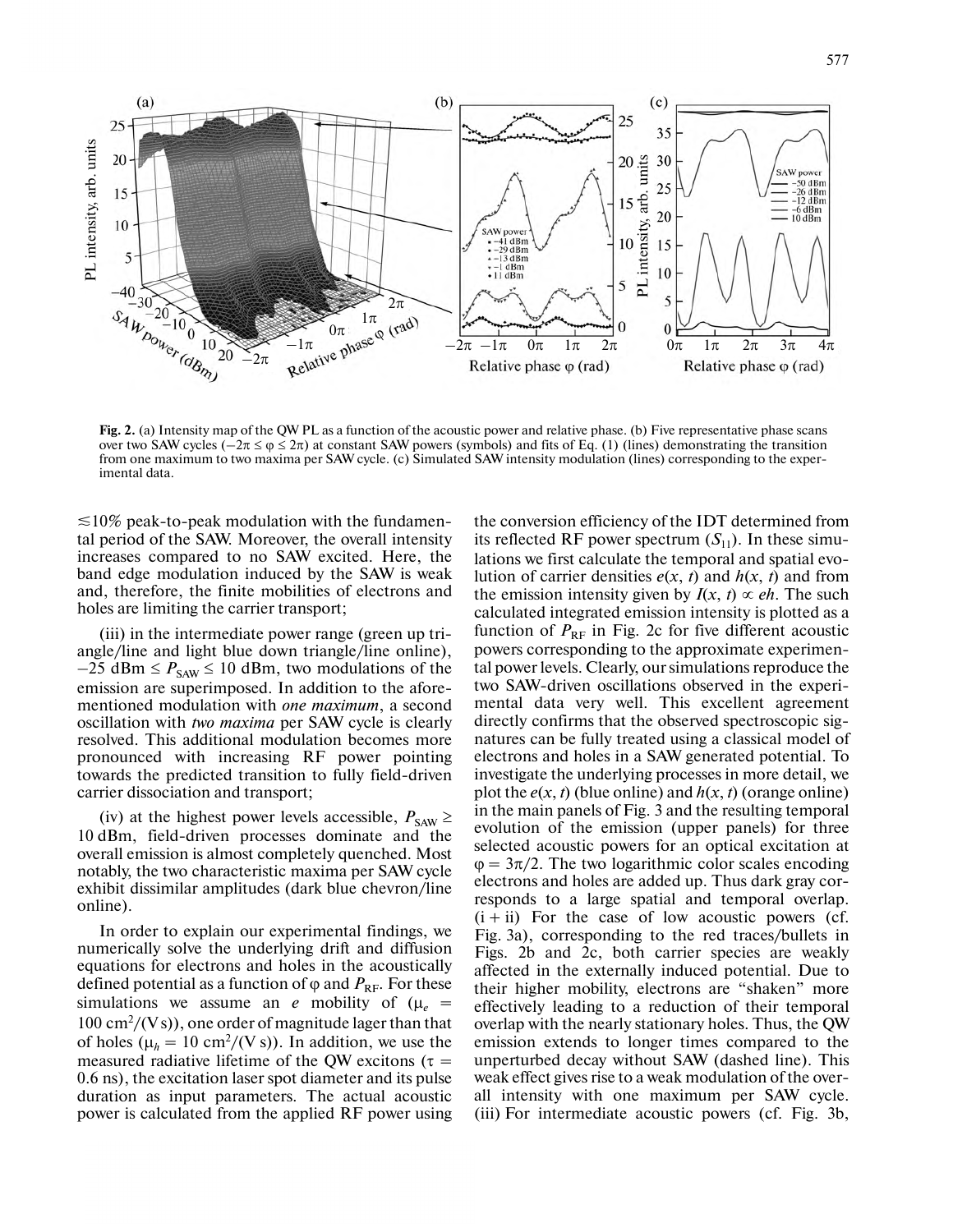**Fig. 2.** (a) Intensity map of the QW PL as a function of the acoustic power and relative phase. (b) Five representative phase scans over two SAW cycles ($-2\pi \leq \varphi \leq 2\pi$) at constant SAW powers (symbols) and fits of Eq. (1) (lines) demonstrating the transition from one maximum to two maxima per SAW cycle. (c) Simulated SAW intensity modulation (lines) corresponding to the experimental data.

$\lesssim$10% peak-to-peak modulation with the fundamental period of the SAW. Moreover, the overall intensity increases compared to no SAW excited. Here, the band edge modulation induced by the SAW is weak and, therefore, the finite mobilities of electrons and holes are limiting the carrier transport;

(iii) in the intermediate power range (green up triangle/line and light blue down triangle/line online), $-25$ dBm $\leq P_{SAW} \leq 10$ dBm, two modulations of the emission are superimposed. In addition to the aforementioned modulation with *one maximum*, a second oscillation with *two maxima* per SAW cycle is clearly resolved. This additional modulation becomes more pronounced with increasing RF power pointing towards the predicted transition to fully field-driven carrier dissociation and transport;

(iv) at the highest power levels accessible, $P_{SAW} \geq$ 10 dBm, field-driven processes dominate and the overall emission is almost completely quenched. Most notably, the two characteristic maxima per SAW cycle exhibit dissimilar amplitudes (dark blue chevron/line online).

In order to explain our experimental findings, we numerically solve the underlying drift and diffusion equations for electrons and holes in the acoustically defined potential as a function of $\varphi$ and $P_{RF}$. For these simulations we assume an $e$ mobility of ($\mu_e$ = 100 cm$^2$/(V s)), one order of magnitude lager than that of holes ($\mu_h$ = 10 cm$^2$/(V s)). In addition, we use the measured radiative lifetime of the QW excitons ($\tau$ = 0.6 ns), the excitation laser spot diameter and its pulse duration as input parameters. The actual acoustic power is calculated from the applied RF power using the conversion efficiency of the IDT determined from its reflected RF power spectrum ($S_{11}$). In these simulations we first calculate the temporal and spatial evolution of carrier densities $e(x, t)$ and $h(x, t)$ and from the emission intensity given by $I(x, t) \propto eh$. The such calculated integrated emission intensity is plotted as a function of $P_{RF}$ in Fig. 2c for five different acoustic powers corresponding to the approximate experimental power levels. Clearly, our simulations reproduce the two SAW-driven oscillations observed in the experimental data very well. This excellent agreement directly confirms that the observed spectroscopic signatures can be fully treated using a classical model of electrons and holes in a SAW generated potential. To investigate the underlying processes in more detail, we plot the $e(x, t)$ (blue online) and $h(x, t)$ (orange online) in the main panels of Fig. 3 and the resulting temporal evolution of the emission (upper panels) for three selected acoustic powers for an optical excitation at $\varphi = 3\pi/2$. The two logarithmic color scales encoding electrons and holes are added up. Thus dark gray corresponds to a large spatial and temporal overlap. (i + ii) For the case of low acoustic powers (cf. Fig. 3a), corresponding to the red traces/bullets in Figs. 2b and 2c, both carrier species are weakly affected in the externally induced potential. Due to their higher mobility, electrons are "shaken" more effectively leading to a reduction of their temporal overlap with the nearly stationary holes. Thus, the QW emission extends to longer times compared to the unperturbed decay without SAW (dashed line). This weak effect gives rise to a weak modulation of the overall intensity with one maximum per SAW cycle. (iii) For intermediate acoustic powers (cf. Fig. 3b,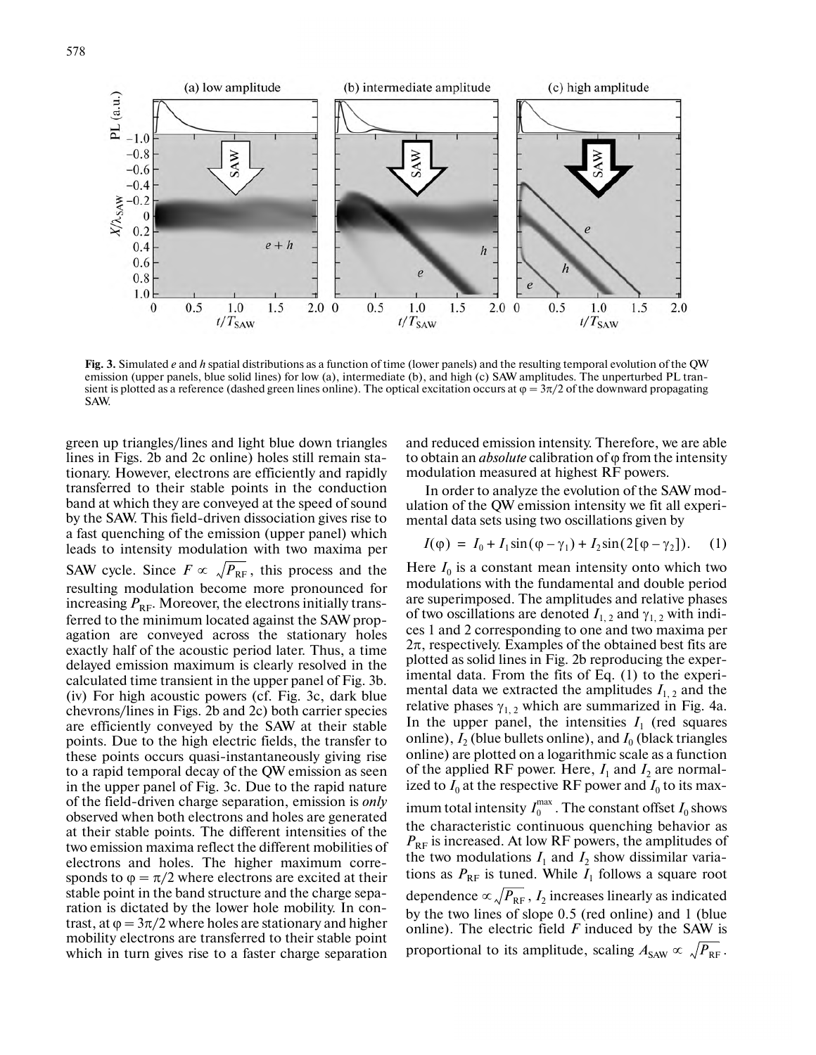Fig. 3. Simulated *e* and *h* spatial distributions as a function of time (lower panels) and the resulting temporal evolution of the QW emission (upper panels, blue solid lines) for low (a), intermediate (b), and high (c) SAW amplitudes. The unperturbed PL transient is plotted as a reference (dashed green lines online). The optical excitation occurs at $\varphi = 3\pi/2$ of the downward propagating SAW.

green up triangles/lines and light blue down triangles lines in Figs. 2b and 2c online) holes still remain stationary. However, electrons are efficiently and rapidly transferred to their stable points in the conduction band at which they are conveyed at the speed of sound by the SAW. This field-driven dissociation gives rise to a fast quenching of the emission (upper panel) which leads to intensity modulation with two maxima per SAW cycle. Since $F \propto \sqrt{P_{RF}}$, this process and the resulting modulation become more pronounced for increasing $P_{RF}$. Moreover, the electrons initially transferred to the minimum located against the SAW propagation are conveyed across the stationary holes exactly half of the acoustic period later. Thus, a time delayed emission maximum is clearly resolved in the calculated time transient in the upper panel of Fig. 3b. (iv) For high acoustic powers (cf. Fig. 3c, dark blue chevrons/lines in Figs. 2b and 2c) both carrier species are efficiently conveyed by the SAW at their stable points. Due to the high electric fields, the transfer to these points occurs quasi-instantaneously giving rise to a rapid temporal decay of the QW emission as seen in the upper panel of Fig. 3c. Due to the rapid nature of the field-driven charge separation, emission is *only* observed when both electrons and holes are generated at their stable points. The different intensities of the two emission maxima reflect the different mobilities of electrons and holes. The higher maximum corresponds to $\varphi = \pi/2$ where electrons are excited at their stable point in the band structure and the charge separation is dictated by the lower hole mobility. In contrast, at $\varphi = 3\pi/2$ where holes are stationary and higher mobility electrons are transferred to their stable point which in turn gives rise to a faster charge separation and reduced emission intensity. Therefore, we are able to obtain an *absolute* calibration of $\varphi$ from the intensity modulation measured at highest RF powers.

In order to analyze the evolution of the SAW modulation of the QW emission intensity we fit all experimental data sets using two oscillations given by

$$I(\varphi) = I_0 + I_1 \sin(\varphi - \gamma_1) + I_2 \sin(2[\varphi - \gamma_2]). \quad (1)$$

Here $I_0$ is a constant mean intensity onto which two modulations with the fundamental and double period are superimposed. The amplitudes and relative phases of two oscillations are denoted $I_{1,2}$ and $\gamma_{1,2}$ with indices 1 and 2 corresponding to one and two maxima per $2\pi$, respectively. Examples of the obtained best fits are plotted as solid lines in Fig. 2b reproducing the experimental data. From the fits of Eq. (1) to the experimental data we extracted the amplitudes $I_{1,2}$ and the relative phases $\gamma_{1,2}$ which are summarized in Fig. 4a. In the upper panel, the intensities $I_1$ (red squares online), $I_2$ (blue bullets online), and $I_0$ (black triangles online) are plotted on a logarithmic scale as a function of the applied RF power. Here, $I_1$ and $I_2$ are normalized to $I_0$ at the respective RF power and $I_0$ to its maximum total intensity $I_0^{max}$. The constant offset $I_0$ shows the characteristic continuous quenching behavior as $P_{RF}$ is increased. At low RF powers, the amplitudes of the two modulations $I_1$ and $I_2$ show dissimilar variations as $P_{RF}$ is tuned. While $I_1$ follows a square root dependence $\propto \sqrt{P_{RF}}$, $I_2$ increases linearly as indicated by the two lines of slope 0.5 (red online) and 1 (blue online). The electric field $F$ induced by the SAW is proportional to its amplitude, scaling $A_{SAW} \propto \sqrt{P_{RF}}$.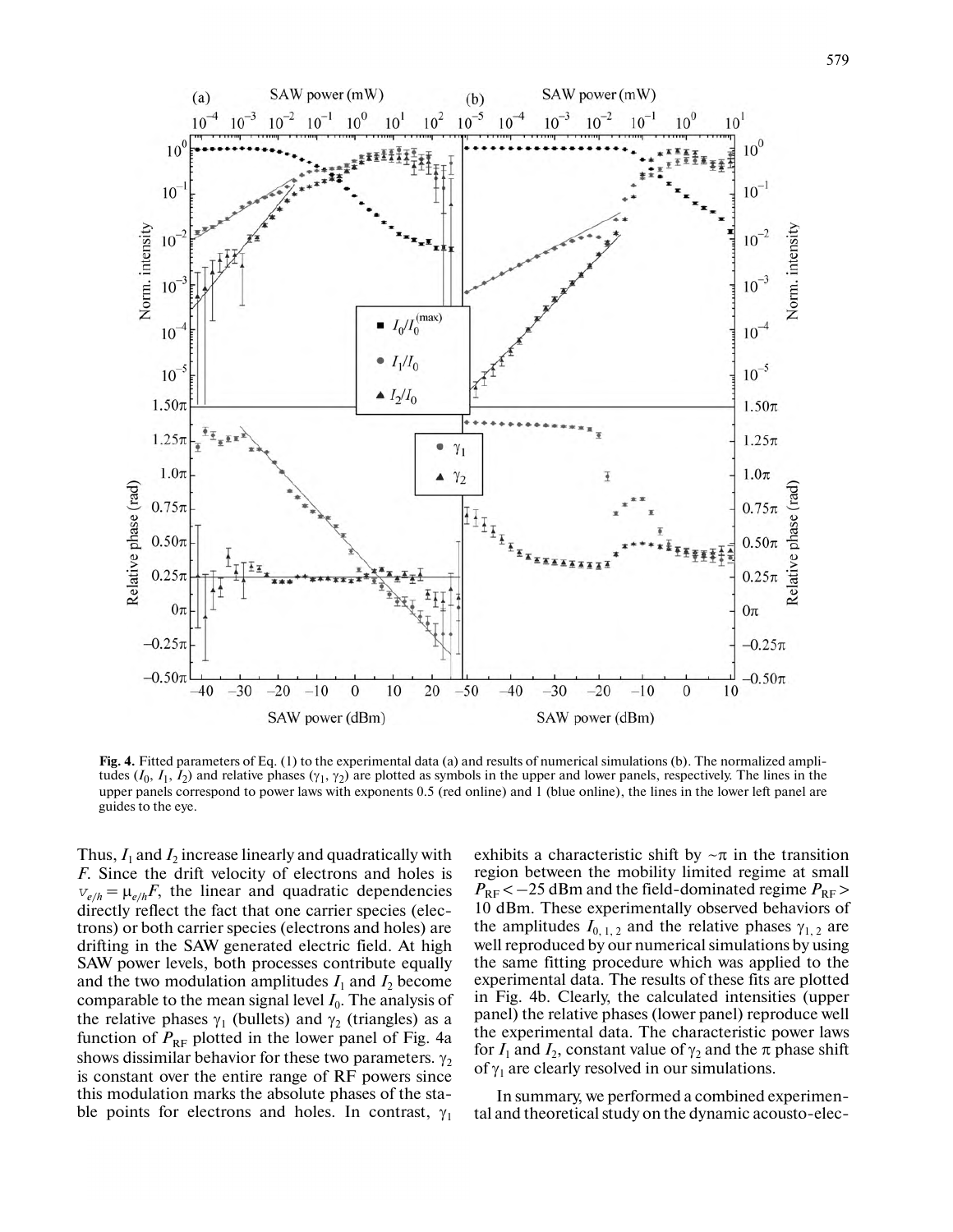**Fig. 4.** Fitted parameters of Eq. (1) to the experimental data (a) and results of numerical simulations (b). The normalized amplitudes ($I_0$, $I_1$, $I_2$) and relative phases ($\gamma_1$, $\gamma_2$) are plotted as symbols in the upper and lower panels, respectively. The lines in the upper panels correspond to power laws with exponents 0.5 (red online) and 1 (blue online), the lines in the lower left panel are guides to the eye.

Thus, $I_1$ and $I_2$ increase linearly and quadratically with $F$. Since the drift velocity of electrons and holes is $v_{e/h} = \mu_{e/h}F$, the linear and quadratic dependencies directly reflect the fact that one carrier species (electrons) or both carrier species (electrons and holes) are drifting in the SAW generated electric field. At high SAW power levels, both processes contribute equally and the two modulation amplitudes $I_1$ and $I_2$ become comparable to the mean signal level $I_0$. The analysis of the relative phases $\gamma_1$ (bullets) and $\gamma_2$ (triangles) as a function of $P_{RF}$ plotted in the lower panel of Fig. 4a shows dissimilar behavior for these two parameters. $\gamma_2$ is constant over the entire range of RF powers since this modulation marks the absolute phases of the stable points for electrons and holes. In contrast, $\gamma_1$ exhibits a characteristic shift by $\sim\pi$ in the transition region between the mobility limited regime at small $P_{RF} < -25$ dBm and the field-dominated regime $P_{RF} > 10$ dBm. These experimentally observed behaviors of the amplitudes $I_{0,1,2}$ and the relative phases $\gamma_{1,2}$ are well reproduced by our numerical simulations by using the same fitting procedure which was applied to the experimental data. The results of these fits are plotted in Fig. 4b. Clearly, the calculated intensities (upper panel) the relative phases (lower panel) reproduce well the experimental data. The characteristic power laws for $I_1$ and $I_2$, constant value of $\gamma_2$ and the $\pi$ phase shift of $\gamma_1$ are clearly resolved in our simulations.

In summary, we performed a combined experimental and theoretical study on the dynamic acousto-elec-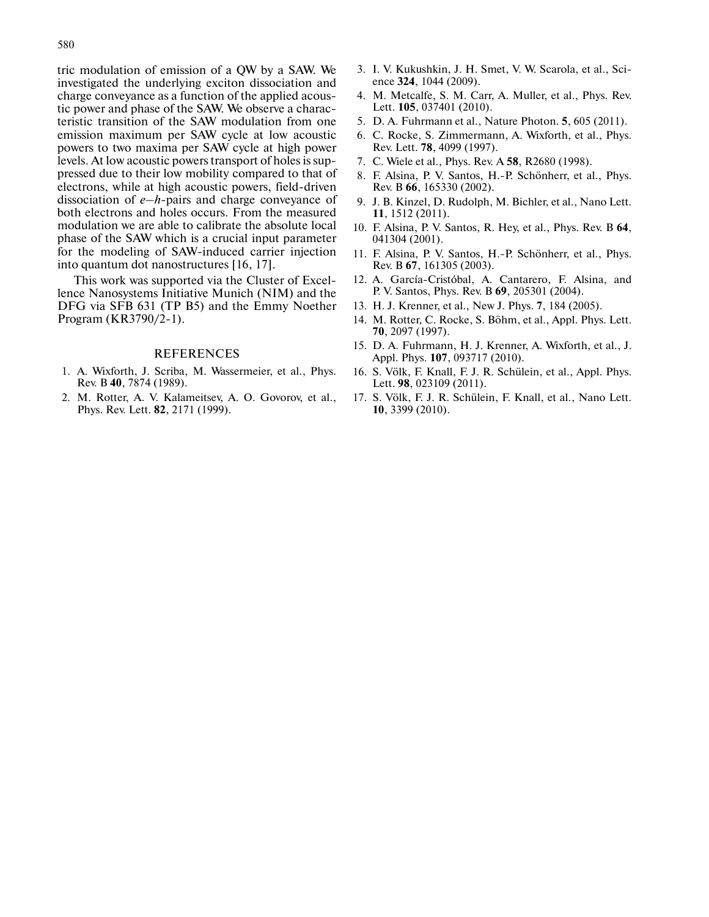tric modulation of emission of a QW by a SAW. We investigated the underlying exciton dissociation and charge conveyance as a function of the applied acoustic power and phase of the SAW. We observe a characteristic transition of the SAW modulation from one emission maximum per SAW cycle at low acoustic powers to two maxima per SAW cycle at high power levels. At low acoustic powers transport of holes is suppressed due to their low mobility compared to that of electrons, while at high acoustic powers, field-driven dissociation of *e–h*-pairs and charge conveyance of both electrons and holes occurs. From the measured modulation we are able to calibrate the absolute local phase of the SAW which is a crucial input parameter for the modeling of SAW-induced carrier injection into quantum dot nanostructures [16, 17].

This work was supported via the Cluster of Excellence Nanosystems Initiative Munich (NIM) and the DFG via SFB 631 (TP B5) and the Emmy Noether Program (KR3790/2-1).

## REFERENCES

1. A. Wixforth, J. Scriba, M. Wassermeier, et al., Phys. Rev. B **40**, 7874 (1989).
2. M. Rotter, A. V. Kalameitsev, A. O. Govorov, et al., Phys. Rev. Lett. **82**, 2171 (1999).
3. I. V. Kukushkin, J. H. Smet, V. W. Scarola, et al., Science **324**, 1044 (2009).
4. M. Metcalfe, S. M. Carr, A. Muller, et al., Phys. Rev. Lett. **105**, 037401 (2010).
5. D. A. Fuhrmann et al., Nature Photon. **5**, 605 (2011).
6. C. Rocke, S. Zimmermann, A. Wixforth, et al., Phys. Rev. Lett. **78**, 4099 (1997).
7. C. Wiele et al., Phys. Rev. A **58**, R2680 (1998).
8. F. Alsina, P. V. Santos, H.-P. Schönherr, et al., Phys. Rev. B **66**, 165330 (2002).
9. J. B. Kinzel, D. Rudolph, M. Bichler, et al., Nano Lett. **11**, 1512 (2011).
10. F. Alsina, P. V. Santos, R. Hey, et al., Phys. Rev. B **64**, 041304 (2001).
11. F. Alsina, P. V. Santos, H.-P. Schönherr, et al., Phys. Rev. B **67**, 161305 (2003).
12. A. García-Cristóbal, A. Cantarero, F. Alsina, and P. V. Santos, Phys. Rev. B **69**, 205301 (2004).
13. H. J. Krenner, et al., New J. Phys. **7**, 184 (2005).
14. M. Rotter, C. Rocke, S. Böhm, et al., Appl. Phys. Lett. **70**, 2097 (1997).
15. D. A. Fuhrmann, H. J. Krenner, A. Wixforth, et al., J. Appl. Phys. **107**, 093717 (2010).
16. S. Völk, F. Knall, F. J. R. Schülein, et al., Appl. Phys. Lett. **98**, 023109 (2011).
17. S. Völk, F. J. R. Schülein, F. Knall, et al., Nano Lett. **10**, 3399 (2010).